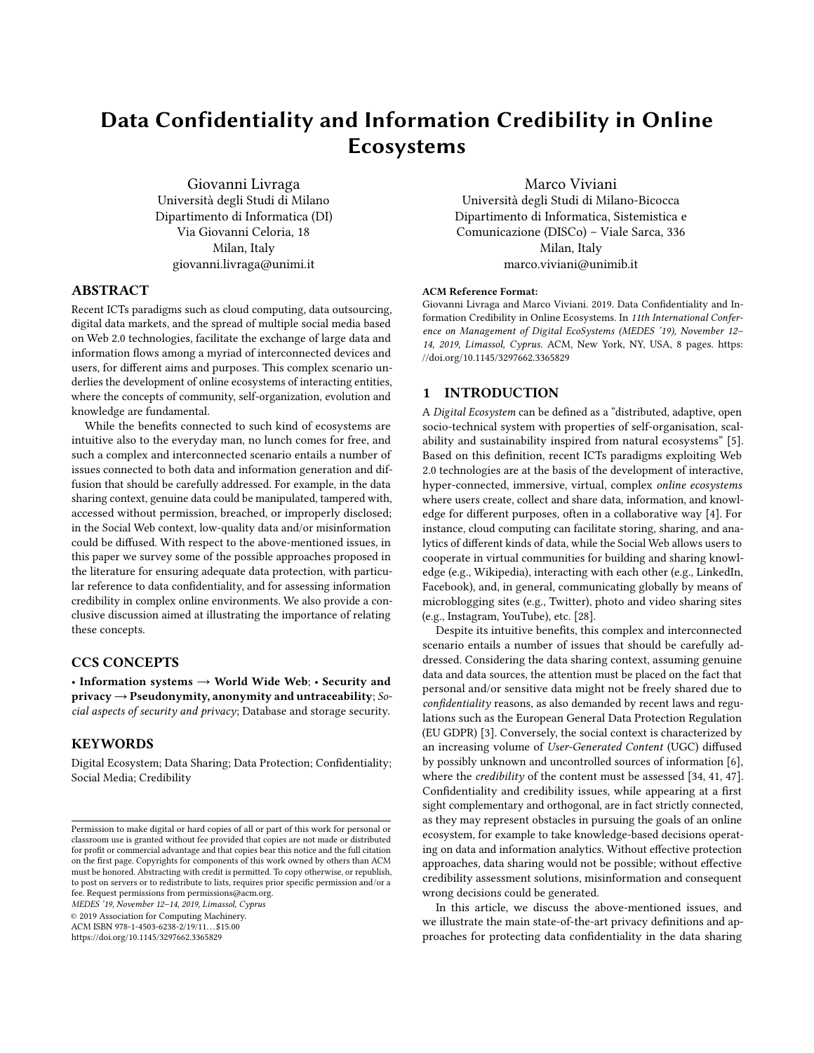# Data Confidentiality and Information Credibility in Online Ecosystems

Giovanni Livraga
Università degli Studi di Milano
Dipartimento di Informatica (DI)
Via Giovanni Celoria, 18
Milan, Italy
giovanni.livraga@unimi.it

Marco Viviani
Università degli Studi di Milano-Bicocca
Dipartimento di Informatica, Sistemistica e Comunicazione (DISCo) – Viale Sarca, 336
Milan, Italy
marco.viviani@unimib.it

## ABSTRACT

Recent ICTs paradigms such as cloud computing, data outsourcing, digital data markets, and the spread of multiple social media based on Web 2.0 technologies, facilitate the exchange of large data and information flows among a myriad of interconnected devices and users, for different aims and purposes. This complex scenario underlies the development of online ecosystems of interacting entities, where the concepts of community, self-organization, evolution and knowledge are fundamental.

While the benefits connected to such kind of ecosystems are intuitive also to the everyday man, no lunch comes for free, and such a complex and interconnected scenario entails a number of issues connected to both data and information generation and diffusion that should be carefully addressed. For example, in the data sharing context, genuine data could be manipulated, tampered with, accessed without permission, breached, or improperly disclosed; in the Social Web context, low-quality data and/or misinformation could be diffused. With respect to the above-mentioned issues, in this paper we survey some of the possible approaches proposed in the literature for ensuring adequate data protection, with particular reference to data confidentiality, and for assessing information credibility in complex online environments. We also provide a conclusive discussion aimed at illustrating the importance of relating these concepts.

## CCS CONCEPTS

• **Information systems → World Wide Web**; • **Security and privacy → Pseudonymity, anonymity and untraceability**; *Social aspects of security and privacy*; Database and storage security.

## KEYWORDS

Digital Ecosystem; Data Sharing; Data Protection; Confidentiality; Social Media; Credibility

Permission to make digital or hard copies of all or part of this work for personal or classroom use is granted without fee provided that copies are not made or distributed for profit or commercial advantage and that copies bear this notice and the full citation on the first page. Copyrights for components of this work owned by others than ACM must be honored. Abstracting with credit is permitted. To copy otherwise, or republish, to post on servers or to redistribute to lists, requires prior specific permission and/or a fee. Request permissions from permissions@acm.org.
*MEDES '19, November 12–14, 2019, Limassol, Cyprus*
© 2019 Association for Computing Machinery.
ACM ISBN 978-1-4503-6238-2/19/11…$15.00
https://doi.org/10.1145/3297662.3365829

**ACM Reference Format:**
Giovanni Livraga and Marco Viviani. 2019. Data Confidentiality and Information Credibility in Online Ecosystems. In *11th International Conference on Management of Digital EcoSystems (MEDES '19), November 12–14, 2019, Limassol, Cyprus.* ACM, New York, NY, USA, 8 pages. https://doi.org/10.1145/3297662.3365829

## 1 INTRODUCTION

A *Digital Ecosystem* can be defined as a "distributed, adaptive, open socio-technical system with properties of self-organisation, scalability and sustainability inspired from natural ecosystems" [5]. Based on this definition, recent ICTs paradigms exploiting Web 2.0 technologies are at the basis of the development of interactive, hyper-connected, immersive, virtual, complex *online ecosystems* where users create, collect and share data, information, and knowledge for different purposes, often in a collaborative way [4]. For instance, cloud computing can facilitate storing, sharing, and analytics of different kinds of data, while the Social Web allows users to cooperate in virtual communities for building and sharing knowledge (e.g., Wikipedia), interacting with each other (e.g., LinkedIn, Facebook), and, in general, communicating globally by means of microblogging sites (e.g., Twitter), photo and video sharing sites (e.g., Instagram, YouTube), etc. [28].

Despite its intuitive benefits, this complex and interconnected scenario entails a number of issues that should be carefully addressed. Considering the data sharing context, assuming genuine data and data sources, the attention must be placed on the fact that personal and/or sensitive data might not be freely shared due to *confidentiality* reasons, as also demanded by recent laws and regulations such as the European General Data Protection Regulation (EU GDPR) [3]. Conversely, the social context is characterized by an increasing volume of *User-Generated Content* (UGC) diffused by possibly unknown and uncontrolled sources of information [6], where the *credibility* of the content must be assessed [34, 41, 47]. Confidentiality and credibility issues, while appearing at a first sight complementary and orthogonal, are in fact strictly connected, as they may represent obstacles in pursuing the goals of an online ecosystem, for example to take knowledge-based decisions operating on data and information analytics. Without effective protection approaches, data sharing would not be possible; without effective credibility assessment solutions, misinformation and consequent wrong decisions could be generated.

In this article, we discuss the above-mentioned issues, and we illustrate the main state-of-the-art privacy definitions and approaches for protecting data confidentiality in the data sharing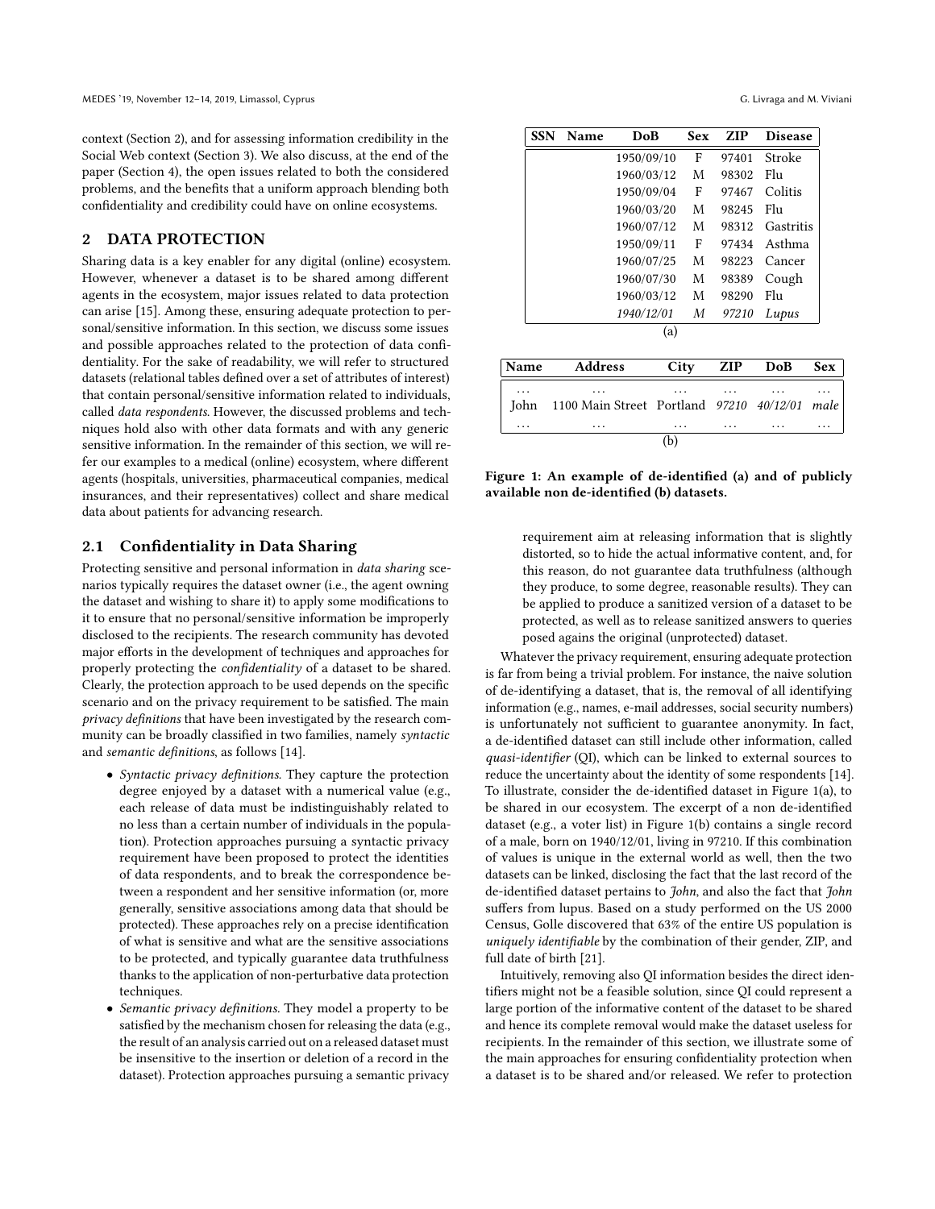context (Section 2), and for assessing information credibility in the Social Web context (Section 3). We also discuss, at the end of the paper (Section 4), the open issues related to both the considered problems, and the benefits that a uniform approach blending both confidentiality and credibility could have on online ecosystems.

## 2 DATA PROTECTION

Sharing data is a key enabler for any digital (online) ecosystem. However, whenever a dataset is to be shared among different agents in the ecosystem, major issues related to data protection can arise [15]. Among these, ensuring adequate protection to personal/sensitive information. In this section, we discuss some issues and possible approaches related to the protection of data confidentiality. For the sake of readability, we will refer to structured datasets (relational tables defined over a set of attributes of interest) that contain personal/sensitive information related to individuals, called *data respondents*. However, the discussed problems and techniques hold also with other data formats and with any generic sensitive information. In the remainder of this section, we will refer our examples to a medical (online) ecosystem, where different agents (hospitals, universities, pharmaceutical companies, medical insurances, and their representatives) collect and share medical data about patients for advancing research.

### 2.1 Confidentiality in Data Sharing

Protecting sensitive and personal information in *data sharing* scenarios typically requires the dataset owner (i.e., the agent owning the dataset and wishing to share it) to apply some modifications to it to ensure that no personal/sensitive information be improperly disclosed to the recipients. The research community has devoted major efforts in the development of techniques and approaches for properly protecting the *confidentiality* of a dataset to be shared. Clearly, the protection approach to be used depends on the specific scenario and on the privacy requirement to be satisfied. The main *privacy definitions* that have been investigated by the research community can be broadly classified in two families, namely *syntactic* and *semantic definitions*, as follows [14].

- *Syntactic privacy definitions.* They capture the protection degree enjoyed by a dataset with a numerical value (e.g., each release of data must be indistinguishably related to no less than a certain number of individuals in the population). Protection approaches pursuing a syntactic privacy requirement have been proposed to protect the identities of data respondents, and to break the correspondence between a respondent and her sensitive information (or, more generally, sensitive associations among data that should be protected). These approaches rely on a precise identification of what is sensitive and what are the sensitive associations to be protected, and typically guarantee data truthfulness thanks to the application of non-perturbative data protection techniques.
- *Semantic privacy definitions.* They model a property to be satisfied by the mechanism chosen for releasing the data (e.g., the result of an analysis carried out on a released dataset must be insensitive to the insertion or deletion of a record in the dataset). Protection approaches pursuing a semantic privacy requirement aim at releasing information that is slightly distorted, so to hide the actual informative content, and, for this reason, do not guarantee data truthfulness (although they produce, to some degree, reasonable results). They can be applied to produce a sanitized version of a dataset to be protected, as well as to release sanitized answers to queries posed agains the original (unprotected) dataset.

| SSN | Name | DoB | Sex | ZIP | Disease |
|---|---|---|---|---|---|
| | | 1950/09/10 | F | 97401 | Stroke |
| | | 1960/03/12 | M | 98302 | Flu |
| | | 1950/09/04 | F | 97467 | Colitis |
| | | 1960/03/20 | M | 98245 | Flu |
| | | 1960/07/12 | M | 98312 | Gastritis |
| | | 1950/09/11 | F | 97434 | Asthma |
| | | 1960/07/25 | M | 98223 | Cancer |
| | | 1960/07/30 | M | 98389 | Cough |
| | | 1960/03/12 | M | 98290 | Flu |
| | | *1940/12/01* | *M* | *97210* | *Lupus* |

(a)

| Name | Address | City | ZIP | DoB | Sex |
|---|---|---|---|---|---|
| ... | ... | ... | ... | ... | ... |
| John | 1100 Main Street | Portland | *97210* | *40/12/01* | *male* |
| ... | ... | ... | ... | ... | ... |

(b)

**Figure 1: An example of de-identified (a) and of publicly available non de-identified (b) datasets.**

Whatever the privacy requirement, ensuring adequate protection is far from being a trivial problem. For instance, the naive solution of de-identifying a dataset, that is, the removal of all identifying information (e.g., names, e-mail addresses, social security numbers) is unfortunately not sufficient to guarantee anonymity. In fact, a de-identified dataset can still include other information, called *quasi-identifier* (QI), which can be linked to external sources to reduce the uncertainty about the identity of some respondents [14]. To illustrate, consider the de-identified dataset in Figure 1(a), to be shared in our ecosystem. The excerpt of a non de-identified dataset (e.g., a voter list) in Figure 1(b) contains a single record of a male, born on 1940/12/01, living in 97210. If this combination of values is unique in the external world as well, then the two datasets can be linked, disclosing the fact that the last record of the de-identified dataset pertains to *John*, and also the fact that *John* suffers from lupus. Based on a study performed on the US 2000 Census, Golle discovered that 63% of the entire US population is *uniquely identifiable* by the combination of their gender, ZIP, and full date of birth [21].

Intuitively, removing also QI information besides the direct identifiers might not be a feasible solution, since QI could represent a large portion of the informative content of the dataset to be shared and hence its complete removal would make the dataset useless for recipients. In the remainder of this section, we illustrate some of the main approaches for ensuring confidentiality protection when a dataset is to be shared and/or released. We refer to protection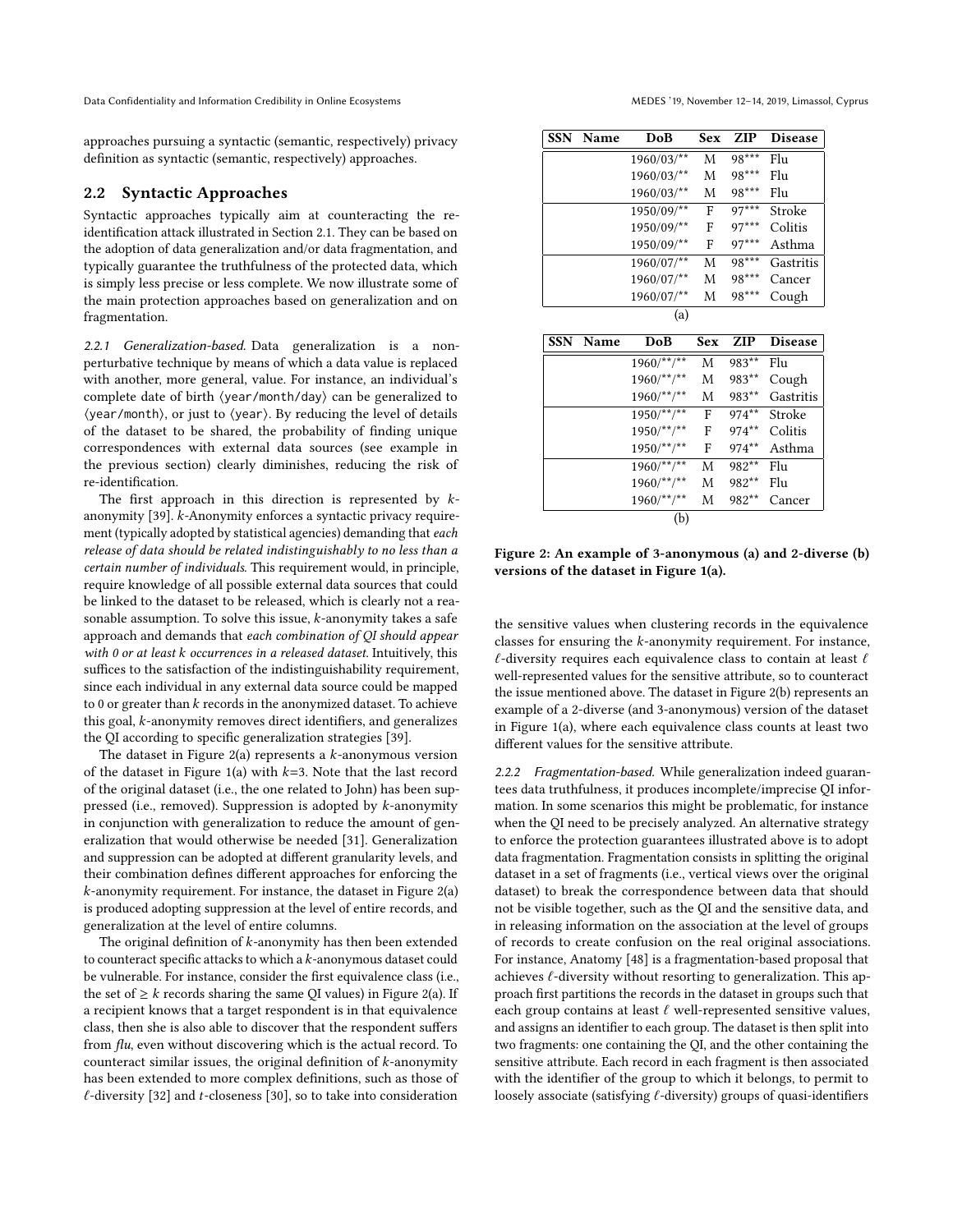approaches pursuing a syntactic (semantic, respectively) privacy definition as syntactic (semantic, respectively) approaches.

## 2.2 Syntactic Approaches

Syntactic approaches typically aim at counteracting the re-identification attack illustrated in Section 2.1. They can be based on the adoption of data generalization and/or data fragmentation, and typically guarantee the truthfulness of the protected data, which is simply less precise or less complete. We now illustrate some of the main protection approaches based on generalization and on fragmentation.

*2.2.1 Generalization-based.* Data generalization is a non-perturbative technique by means of which a data value is replaced with another, more general, value. For instance, an individual's complete date of birth ⟨year/month/day⟩ can be generalized to ⟨year/month⟩, or just to ⟨year⟩. By reducing the level of details of the dataset to be shared, the probability of finding unique correspondences with external data sources (see example in the previous section) clearly diminishes, reducing the risk of re-identification.

The first approach in this direction is represented by $k$-anonymity [39]. $k$-Anonymity enforces a syntactic privacy requirement (typically adopted by statistical agencies) demanding that *each release of data should be related indistinguishably to no less than a certain number of individuals*. This requirement would, in principle, require knowledge of all possible external data sources that could be linked to the dataset to be released, which is clearly not a reasonable assumption. To solve this issue, $k$-anonymity takes a safe approach and demands that *each combination of QI should appear with 0 or at least k occurrences in a released dataset*. Intuitively, this suffices to the satisfaction of the indistinguishability requirement, since each individual in any external data source could be mapped to 0 or greater than $k$ records in the anonymized dataset. To achieve this goal, $k$-anonymity removes direct identifiers, and generalizes the QI according to specific generalization strategies [39].

The dataset in Figure 2(a) represents a $k$-anonymous version of the dataset in Figure 1(a) with $k$=3. Note that the last record of the original dataset (i.e., the one related to John) has been suppressed (i.e., removed). Suppression is adopted by $k$-anonymity in conjunction with generalization to reduce the amount of generalization that would otherwise be needed [31]. Generalization and suppression can be adopted at different granularity levels, and their combination defines different approaches for enforcing the $k$-anonymity requirement. For instance, the dataset in Figure 2(a) is produced adopting suppression at the level of entire records, and generalization at the level of entire columns.

The original definition of $k$-anonymity has then been extended to counteract specific attacks to which a $k$-anonymous dataset could be vulnerable. For instance, consider the first equivalence class (i.e., the set of $\geq k$ records sharing the same QI values) in Figure 2(a). If a recipient knows that a target respondent is in that equivalence class, then she is also able to discover that the respondent suffers from *flu*, even without discovering which is the actual record. To counteract similar issues, the original definition of $k$-anonymity has been extended to more complex definitions, such as those of $\ell$-diversity [32] and $t$-closeness [30], so to take into consideration

| SSN | Name | DoB | Sex | ZIP | Disease |
|---|---|---|---|---|---|
| | | 1960/03/** | M | 98*** | Flu |
| | | 1960/03/** | M | 98*** | Flu |
| | | 1960/03/** | M | 98*** | Flu |
| | | 1950/09/** | F | 97*** | Stroke |
| | | 1950/09/** | F | 97*** | Colitis |
| | | 1950/09/** | F | 97*** | Asthma |
| | | 1960/07/** | M | 98*** | Gastritis |
| | | 1960/07/** | M | 98*** | Cancer |
| | | 1960/07/** | M | 98*** | Cough |

(a)

| SSN | Name | DoB | Sex | ZIP | Disease |
|---|---|---|---|---|---|
| | | 1960/**/** | M | 983** | Flu |
| | | 1960/**/** | M | 983** | Cough |
| | | 1960/**/** | M | 983** | Gastritis |
| | | 1950/**/** | F | 974** | Stroke |
| | | 1950/**/** | F | 974** | Colitis |
| | | 1950/**/** | F | 974** | Asthma |
| | | 1960/**/** | M | 982** | Flu |
| | | 1960/**/** | M | 982** | Flu |
| | | 1960/**/** | M | 982** | Cancer |

(b)

**Figure 2: An example of 3-anonymous (a) and 2-diverse (b) versions of the dataset in Figure 1(a).**

the sensitive values when clustering records in the equivalence classes for ensuring the $k$-anonymity requirement. For instance, $\ell$-diversity requires each equivalence class to contain at least $\ell$ well-represented values for the sensitive attribute, so to counteract the issue mentioned above. The dataset in Figure 2(b) represents an example of a 2-diverse (and 3-anonymous) version of the dataset in Figure 1(a), where each equivalence class counts at least two different values for the sensitive attribute.

*2.2.2 Fragmentation-based.* While generalization indeed guarantees data truthfulness, it produces incomplete/imprecise QI information. In some scenarios this might be problematic, for instance when the QI need to be precisely analyzed. An alternative strategy to enforce the protection guarantees illustrated above is to adopt data fragmentation. Fragmentation consists in splitting the original dataset in a set of fragments (i.e., vertical views over the original dataset) to break the correspondence between data that should not be visible together, such as the QI and the sensitive data, and in releasing information on the association at the level of groups of records to create confusion on the real original associations. For instance, Anatomy [48] is a fragmentation-based proposal that achieves $\ell$-diversity without resorting to generalization. This approach first partitions the records in the dataset in groups such that each group contains at least $\ell$ well-represented sensitive values, and assigns an identifier to each group. The dataset is then split into two fragments: one containing the QI, and the other containing the sensitive attribute. Each record in each fragment is then associated with the identifier of the group to which it belongs, to permit to loosely associate (satisfying $\ell$-diversity) groups of quasi-identifiers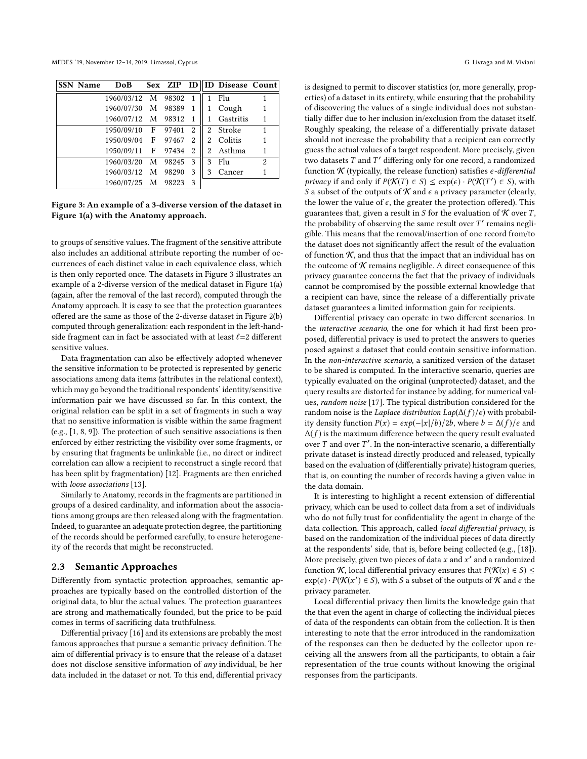| SSN | Name | DoB | Sex | ZIP | ID |
|---|---|---|---|---|---|
| | | 1960/03/12 | M | 98302 | 1 |
| | | 1960/07/30 | M | 98389 | 1 |
| | | 1960/07/12 | M | 98312 | 1 |
| | | 1950/09/10 | F | 97401 | 2 |
| | | 1950/09/04 | F | 97467 | 2 |
| | | 1950/09/11 | F | 97434 | 2 |
| | | 1960/03/20 | M | 98245 | 3 |
| | | 1960/03/12 | M | 98290 | 3 |
| | | 1960/07/25 | M | 98223 | 3 |

| ID | Disease | Count |
|---|---|---|
| 1 | Flu | 1 |
| 1 | Cough | 1 |
| 1 | Gastritis | 1 |
| 2 | Stroke | 1 |
| 2 | Colitis | 1 |
| 2 | Asthma | 1 |
| 3 | Flu | 2 |
| 3 | Cancer | 1 |

**Figure 3: An example of a 3-diverse version of the dataset in Figure 1(a) with the Anatomy approach.**

to groups of sensitive values. The fragment of the sensitive attribute also includes an additional attribute reporting the number of occurrences of each distinct value in each equivalence class, which is then only reported once. The datasets in Figure 3 illustrates an example of a 2-diverse version of the medical dataset in Figure 1(a) (again, after the removal of the last record), computed through the Anatomy approach. It is easy to see that the protection guarantees offered are the same as those of the 2-diverse dataset in Figure 2(b) computed through generalization: each respondent in the left-hand-side fragment can in fact be associated with at least $\ell$=2 different sensitive values.

Data fragmentation can also be effectively adopted whenever the sensitive information to be protected is represented by generic associations among data items (attributes in the relational context), which may go beyond the traditional respondents' identity/sensitive information pair we have discussed so far. In this context, the original relation can be split in a set of fragments in such a way that no sensitive information is visible within the same fragment (e.g., [1, 8, 9]). The protection of such sensitive associations is then enforced by either restricting the visibility over some fragments, or by ensuring that fragments be unlinkable (i.e., no direct or indirect correlation can allow a recipient to reconstruct a single record that has been split by fragmentation) [12]. Fragments are then enriched with *loose associations* [13].

Similarly to Anatomy, records in the fragments are partitioned in groups of a desired cardinality, and information about the associations among groups are then released along with the fragmentation. Indeed, to guarantee an adequate protection degree, the partitioning of the records should be performed carefully, to ensure heterogeneity of the records that might be reconstructed.

### 2.3 Semantic Approaches

Differently from syntactic protection approaches, semantic approaches are typically based on the controlled distortion of the original data, to blur the actual values. The protection guarantees are strong and mathematically founded, but the price to be paid comes in terms of sacrificing data truthfulness.

Differential privacy [16] and its extensions are probably the most famous approaches that pursue a semantic privacy definition. The aim of differential privacy is to ensure that the release of a dataset does not disclose sensitive information of *any* individual, be her data included in the dataset or not. To this end, differential privacy is designed to permit to discover statistics (or, more generally, properties) of a dataset in its entirety, while ensuring that the probability of discovering the values of a single individual does not substantially differ due to her inclusion in/exclusion from the dataset itself. Roughly speaking, the release of a differentially private dataset should not increase the probability that a recipient can correctly guess the actual values of a target respondent. More precisely, given two datasets $T$ and $T'$ differing only for one record, a randomized function $\mathcal{K}$ (typically, the release function) satisfies $\epsilon$*-differential privacy* if and only if $P(\mathcal{K}(T) \in S) \leq \exp(\epsilon) \cdot P(\mathcal{K}(T') \in S)$, with $S$ a subset of the outputs of $\mathcal{K}$ and $\epsilon$ a privacy parameter (clearly, the lower the value of $\epsilon$, the greater the protection offered). This guarantees that, given a result in $S$ for the evaluation of $\mathcal{K}$ over $T$, the probability of observing the same result over $T'$ remains negligible. This means that the removal/insertion of one record from/to the dataset does not significantly affect the result of the evaluation of function $\mathcal{K}$, and thus that the impact that an individual has on the outcome of $\mathcal{K}$ remains negligible. A direct consequence of this privacy guarantee concerns the fact that the privacy of individuals cannot be compromised by the possible external knowledge that a recipient can have, since the release of a differentially private dataset guarantees a limited information gain for recipients.

Differential privacy can operate in two different scenarios. In the *interactive scenario*, the one for which it had first been proposed, differential privacy is used to protect the answers to queries posed against a dataset that could contain sensitive information. In the *non-interactive scenario*, a sanitized version of the dataset to be shared is computed. In the interactive scenario, queries are typically evaluated on the original (unprotected) dataset, and the query results are distorted for instance by adding, for numerical values, *random noise* [17]. The typical distribution considered for the random noise is the *Laplace distribution* $Lap(\Delta(f)/\epsilon)$ with probability density function $P(x) = exp(-|x|/b)/2b$, where $b = \Delta(f)/\epsilon$ and $\Delta(f)$ is the maximum difference between the query result evaluated over $T$ and over $T'$. In the non-interactive scenario, a differentially private dataset is instead directly produced and released, typically based on the evaluation of (differentially private) histogram queries, that is, on counting the number of records having a given value in the data domain.

It is interesting to highlight a recent extension of differential privacy, which can be used to collect data from a set of individuals who do not fully trust for confidentiality the agent in charge of the data collection. This approach, called *local differential privacy*, is based on the randomization of the individual pieces of data directly at the respondents' side, that is, before being collected (e.g., [18]). More precisely, given two pieces of data $x$ and $x'$ and a randomized function $\mathcal{K}$, local differential privacy ensures that $P(\mathcal{K}(x) \in S) \leq \exp(\epsilon) \cdot P(\mathcal{K}(x') \in S)$, with $S$ a subset of the outputs of $\mathcal{K}$ and $\epsilon$ the privacy parameter.

Local differential privacy then limits the knowledge gain that the that even the agent in charge of collecting the individual pieces of data of the respondents can obtain from the collection. It is then interesting to note that the error introduced in the randomization of the responses can then be deducted by the collector upon receiving all the answers from all the participants, to obtain a fair representation of the true counts without knowing the original responses from the participants.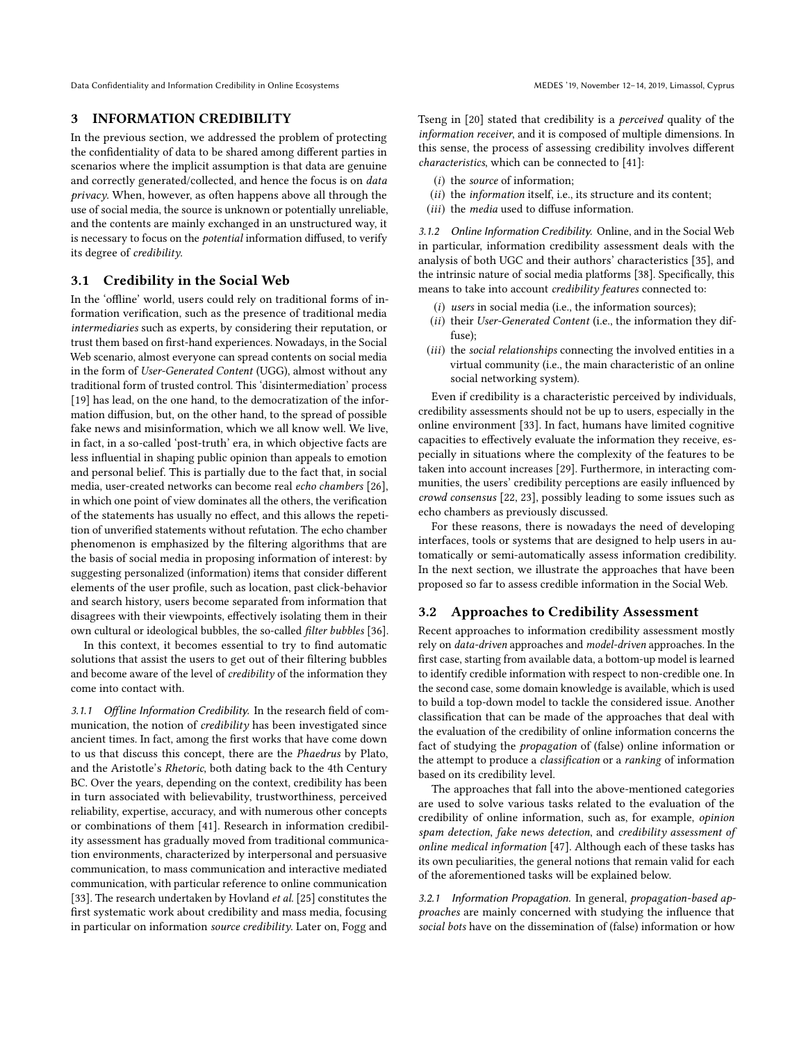## 3 INFORMATION CREDIBILITY

In the previous section, we addressed the problem of protecting the confidentiality of data to be shared among different parties in scenarios where the implicit assumption is that data are genuine and correctly generated/collected, and hence the focus is on *data privacy*. When, however, as often happens above all through the use of social media, the source is unknown or potentially unreliable, and the contents are mainly exchanged in an unstructured way, it is necessary to focus on the *potential* information diffused, to verify its degree of *credibility*.

### 3.1 Credibility in the Social Web

In the 'offline' world, users could rely on traditional forms of information verification, such as the presence of traditional media *intermediaries* such as experts, by considering their reputation, or trust them based on first-hand experiences. Nowadays, in the Social Web scenario, almost everyone can spread contents on social media in the form of *User-Generated Content* (UGG), almost without any traditional form of trusted control. This 'disintermediation' process [19] has lead, on the one hand, to the democratization of the information diffusion, but, on the other hand, to the spread of possible fake news and misinformation, which we all know well. We live, in fact, in a so-called 'post-truth' era, in which objective facts are less influential in shaping public opinion than appeals to emotion and personal belief. This is partially due to the fact that, in social media, user-created networks can become real *echo chambers* [26], in which one point of view dominates all the others, the verification of the statements has usually no effect, and this allows the repetition of unverified statements without refutation. The echo chamber phenomenon is emphasized by the filtering algorithms that are the basis of social media in proposing information of interest: by suggesting personalized (information) items that consider different elements of the user profile, such as location, past click-behavior and search history, users become separated from information that disagrees with their viewpoints, effectively isolating them in their own cultural or ideological bubbles, the so-called *filter bubbles* [36].

In this context, it becomes essential to try to find automatic solutions that assist the users to get out of their filtering bubbles and become aware of the level of *credibility* of the information they come into contact with.

*3.1.1 Offline Information Credibility.* In the research field of communication, the notion of *credibility* has been investigated since ancient times. In fact, among the first works that have come down to us that discuss this concept, there are the *Phaedrus* by Plato, and the Aristotle's *Rhetoric*, both dating back to the 4th Century BC. Over the years, depending on the context, credibility has been in turn associated with believability, trustworthiness, perceived reliability, expertise, accuracy, and with numerous other concepts or combinations of them [41]. Research in information credibility assessment has gradually moved from traditional communication environments, characterized by interpersonal and persuasive communication, to mass communication and interactive mediated communication, with particular reference to online communication [33]. The research undertaken by Hovland *et al.* [25] constitutes the first systematic work about credibility and mass media, focusing in particular on information *source credibility*. Later on, Fogg and Tseng in [20] stated that credibility is a *perceived* quality of the *information receiver*, and it is composed of multiple dimensions. In this sense, the process of assessing credibility involves different *characteristics*, which can be connected to [41]:

(*i*) the *source* of information;
(*ii*) the *information* itself, i.e., its structure and its content;
(*iii*) the *media* used to diffuse information.

*3.1.2 Online Information Credibility.* Online, and in the Social Web in particular, information credibility assessment deals with the analysis of both UGC and their authors' characteristics [35], and the intrinsic nature of social media platforms [38]. Specifically, this means to take into account *credibility features* connected to:

(*i*) *users* in social media (i.e., the information sources);
(*ii*) their *User-Generated Content* (i.e., the information they diffuse);
(*iii*) the *social relationships* connecting the involved entities in a virtual community (i.e., the main characteristic of an online social networking system).

Even if credibility is a characteristic perceived by individuals, credibility assessments should not be up to users, especially in the online environment [33]. In fact, humans have limited cognitive capacities to effectively evaluate the information they receive, especially in situations where the complexity of the features to be taken into account increases [29]. Furthermore, in interacting communities, the users' credibility perceptions are easily influenced by *crowd consensus* [22, 23], possibly leading to some issues such as echo chambers as previously discussed.

For these reasons, there is nowadays the need of developing interfaces, tools or systems that are designed to help users in automatically or semi-automatically assess information credibility. In the next section, we illustrate the approaches that have been proposed so far to assess credible information in the Social Web.

### 3.2 Approaches to Credibility Assessment

Recent approaches to information credibility assessment mostly rely on *data-driven* approaches and *model-driven* approaches. In the first case, starting from available data, a bottom-up model is learned to identify credible information with respect to non-credible one. In the second case, some domain knowledge is available, which is used to build a top-down model to tackle the considered issue. Another classification that can be made of the approaches that deal with the evaluation of the credibility of online information concerns the fact of studying the *propagation* of (false) online information or the attempt to produce a *classification* or a *ranking* of information based on its credibility level.

The approaches that fall into the above-mentioned categories are used to solve various tasks related to the evaluation of the credibility of online information, such as, for example, *opinion spam detection*, *fake news detection*, and *credibility assessment of online medical information* [47]. Although each of these tasks has its own peculiarities, the general notions that remain valid for each of the aforementioned tasks will be explained below.

*3.2.1 Information Propagation.* In general, *propagation-based approaches* are mainly concerned with studying the influence that *social bots* have on the dissemination of (false) information or how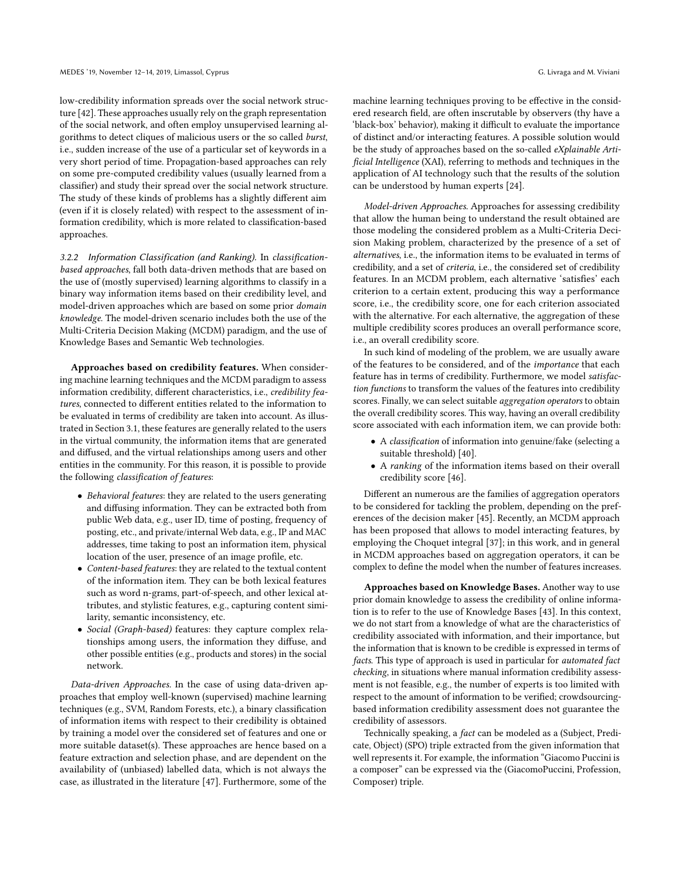low-credibility information spreads over the social network structure [42]. These approaches usually rely on the graph representation of the social network, and often employ unsupervised learning algorithms to detect cliques of malicious users or the so called *burst*, i.e., sudden increase of the use of a particular set of keywords in a very short period of time. Propagation-based approaches can rely on some pre-computed credibility values (usually learned from a classifier) and study their spread over the social network structure. The study of these kinds of problems has a slightly different aim (even if it is closely related) with respect to the assessment of information credibility, which is more related to classification-based approaches.

#### 3.2.2 Information Classification (and Ranking).

In *classification-based approaches*, fall both data-driven methods that are based on the use of (mostly supervised) learning algorithms to classify in a binary way information items based on their credibility level, and model-driven approaches which are based on some prior *domain knowledge*. The model-driven scenario includes both the use of the Multi-Criteria Decision Making (MCDM) paradigm, and the use of Knowledge Bases and Semantic Web technologies.

**Approaches based on credibility features.** When considering machine learning techniques and the MCDM paradigm to assess information credibility, different characteristics, i.e., *credibility features*, connected to different entities related to the information to be evaluated in terms of credibility are taken into account. As illustrated in Section 3.1, these features are generally related to the users in the virtual community, the information items that are generated and diffused, and the virtual relationships among users and other entities in the community. For this reason, it is possible to provide the following *classification of features*:

- *Behavioral features*: they are related to the users generating and diffusing information. They can be extracted both from public Web data, e.g., user ID, time of posting, frequency of posting, etc., and private/internal Web data, e.g., IP and MAC addresses, time taking to post an information item, physical location of the user, presence of an image profile, etc.
- *Content-based features*: they are related to the textual content of the information item. They can be both lexical features such as word n-grams, part-of-speech, and other lexical attributes, and stylistic features, e.g., capturing content similarity, semantic inconsistency, etc.
- *Social (Graph-based)* features: they capture complex relationships among users, the information they diffuse, and other possible entities (e.g., products and stores) in the social network.

*Data-driven Approaches.* In the case of using data-driven approaches that employ well-known (supervised) machine learning techniques (e.g., SVM, Random Forests, etc.), a binary classification of information items with respect to their credibility is obtained by training a model over the considered set of features and one or more suitable dataset(s). These approaches are hence based on a feature extraction and selection phase, and are dependent on the availability of (unbiased) labelled data, which is not always the case, as illustrated in the literature [47]. Furthermore, some of the machine learning techniques proving to be effective in the considered research field, are often inscrutable by observers (thy have a 'black-box' behavior), making it difficult to evaluate the importance of distinct and/or interacting features. A possible solution would be the study of approaches based on the so-called *eXplainable Artificial Intelligence* (XAI), referring to methods and techniques in the application of AI technology such that the results of the solution can be understood by human experts [24].

*Model-driven Approaches.* Approaches for assessing credibility that allow the human being to understand the result obtained are those modeling the considered problem as a Multi-Criteria Decision Making problem, characterized by the presence of a set of *alternatives*, i.e., the information items to be evaluated in terms of credibility, and a set of *criteria*, i.e., the considered set of credibility features. In an MCDM problem, each alternative 'satisfies' each criterion to a certain extent, producing this way a performance score, i.e., the credibility score, one for each criterion associated with the alternative. For each alternative, the aggregation of these multiple credibility scores produces an overall performance score, i.e., an overall credibility score.

In such kind of modeling of the problem, we are usually aware of the features to be considered, and of the *importance* that each feature has in terms of credibility. Furthermore, we model *satisfaction functions* to transform the values of the features into credibility scores. Finally, we can select suitable *aggregation operators* to obtain the overall credibility scores. This way, having an overall credibility score associated with each information item, we can provide both:

- A *classification* of information into genuine/fake (selecting a suitable threshold) [40].
- A *ranking* of the information items based on their overall credibility score [46].

Different an numerous are the families of aggregation operators to be considered for tackling the problem, depending on the preferences of the decision maker [45]. Recently, an MCDM approach has been proposed that allows to model interacting features, by employing the Choquet integral [37]; in this work, and in general in MCDM approaches based on aggregation operators, it can be complex to define the model when the number of features increases.

**Approaches based on Knowledge Bases.** Another way to use prior domain knowledge to assess the credibility of online information is to refer to the use of Knowledge Bases [43]. In this context, we do not start from a knowledge of what are the characteristics of credibility associated with information, and their importance, but the information that is known to be credible is expressed in terms of *facts*. This type of approach is used in particular for *automated fact checking*, in situations where manual information credibility assessment is not feasible, e.g., the number of experts is too limited with respect to the amount of information to be verified; crowdsourcing-based information credibility assessment does not guarantee the credibility of assessors.

Technically speaking, a *fact* can be modeled as a (Subject, Predicate, Object) (SPO) triple extracted from the given information that well represents it. For example, the information "Giacomo Puccini is a composer" can be expressed via the (GiacomoPuccini, Profession, Composer) triple.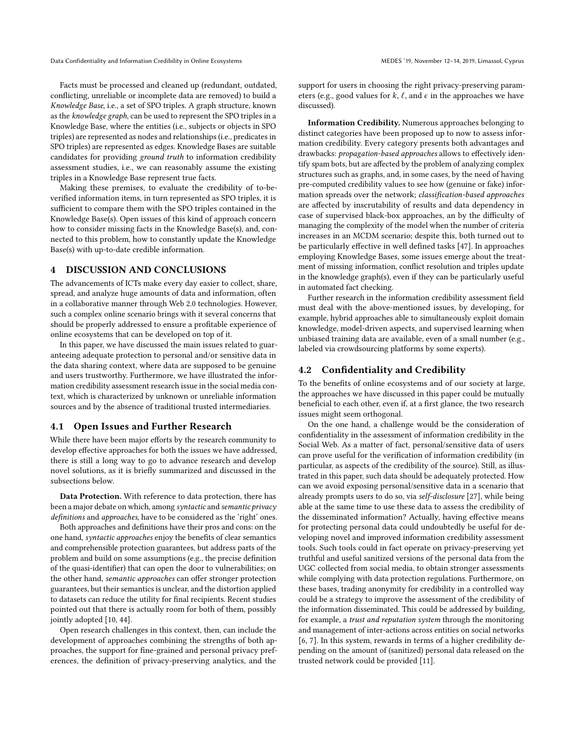Facts must be processed and cleaned up (redundant, outdated, conflicting, unreliable or incomplete data are removed) to build a *Knowledge Base*, i.e., a set of SPO triples. A graph structure, known as the *knowledge graph*, can be used to represent the SPO triples in a Knowledge Base, where the entities (i.e., subjects or objects in SPO triples) are represented as nodes and relationships (i.e., predicates in SPO triples) are represented as edges. Knowledge Bases are suitable candidates for providing *ground truth* to information credibility assessment studies, i.e., we can reasonably assume the existing triples in a Knowledge Base represent true facts.

Making these premises, to evaluate the credibility of to-be-verified information items, in turn represented as SPO triples, it is sufficient to compare them with the SPO triples contained in the Knowledge Base(s). Open issues of this kind of approach concern how to consider missing facts in the Knowledge Base(s), and, connected to this problem, how to constantly update the Knowledge Base(s) with up-to-date credible information.

## 4 DISCUSSION AND CONCLUSIONS

The advancements of ICTs make every day easier to collect, share, spread, and analyze huge amounts of data and information, often in a collaborative manner through Web 2.0 technologies. However, such a complex online scenario brings with it several concerns that should be properly addressed to ensure a profitable experience of online ecosystems that can be developed on top of it.

In this paper, we have discussed the main issues related to guaranteeing adequate protection to personal and/or sensitive data in the data sharing context, where data are supposed to be genuine and users trustworthy. Furthermore, we have illustrated the information credibility assessment research issue in the social media context, which is characterized by unknown or unreliable information sources and by the absence of traditional trusted intermediaries.

### 4.1 Open Issues and Further Research

While there have been major efforts by the research community to develop effective approaches for both the issues we have addressed, there is still a long way to go to advance research and develop novel solutions, as it is briefly summarized and discussed in the subsections below.

**Data Protection.** With reference to data protection, there has been a major debate on which, among *syntactic* and *semantic privacy definitions* and *approaches*, have to be considered as the 'right' ones.

Both approaches and definitions have their pros and cons: on the one hand, *syntactic approaches* enjoy the benefits of clear semantics and comprehensible protection guarantees, but address parts of the problem and build on some assumptions (e.g., the precise definition of the quasi-identifier) that can open the door to vulnerabilities; on the other hand, *semantic approaches* can offer stronger protection guarantees, but their semantics is unclear, and the distortion applied to datasets can reduce the utility for final recipients. Recent studies pointed out that there is actually room for both of them, possibly jointly adopted [10, 44].

Open research challenges in this context, then, can include the development of approaches combining the strengths of both approaches, the support for fine-grained and personal privacy preferences, the definition of privacy-preserving analytics, and the support for users in choosing the right privacy-preserving parameters (e.g., good values for $k$, $\ell$, and $\epsilon$ in the approaches we have discussed).

**Information Credibility.** Numerous approaches belonging to distinct categories have been proposed up to now to assess information credibility. Every category presents both advantages and drawbacks: *propagation-based approaches* allows to effectively identify spam bots, but are affected by the problem of analyzing complex structures such as graphs, and, in some cases, by the need of having pre-computed credibility values to see how (genuine or fake) information spreads over the network; *classification-based approaches* are affected by inscrutability of results and data dependency in case of supervised black-box approaches, an by the difficulty of managing the complexity of the model when the number of criteria increases in an MCDM scenario; despite this, both turned out to be particularly effective in well defined tasks [47]. In approaches employing Knowledge Bases, some issues emerge about the treatment of missing information, conflict resolution and triples update in the knowledge graph(s), even if they can be particularly useful in automated fact checking.

Further research in the information credibility assessment field must deal with the above-mentioned issues, by developing, for example, hybrid approaches able to simultaneously exploit domain knowledge, model-driven aspects, and supervised learning when unbiased training data are available, even of a small number (e.g., labeled via crowdsourcing platforms by some experts).

### 4.2 Confidentiality and Credibility

To the benefits of online ecosystems and of our society at large, the approaches we have discussed in this paper could be mutually beneficial to each other, even if, at a first glance, the two research issues might seem orthogonal.

On the one hand, a challenge would be the consideration of confidentiality in the assessment of information credibility in the Social Web. As a matter of fact, personal/sensitive data of users can prove useful for the verification of information credibility (in particular, as aspects of the credibility of the source). Still, as illustrated in this paper, such data should be adequately protected. How can we avoid exposing personal/sensitive data in a scenario that already prompts users to do so, via *self-disclosure* [27], while being able at the same time to use these data to assess the credibility of the disseminated information? Actually, having effective means for protecting personal data could undoubtedly be useful for developing novel and improved information credibility assessment tools. Such tools could in fact operate on privacy-preserving yet truthful and useful sanitized versions of the personal data from the UGC collected from social media, to obtain stronger assessments while complying with data protection regulations. Furthermore, on these bases, trading anonymity for credibility in a controlled way could be a strategy to improve the assessment of the credibility of the information disseminated. This could be addressed by building, for example, a *trust and reputation system* through the monitoring and management of inter-actions across entities on social networks [6, 7]. In this system, rewards in terms of a higher credibility depending on the amount of (sanitized) personal data released on the trusted network could be provided [11].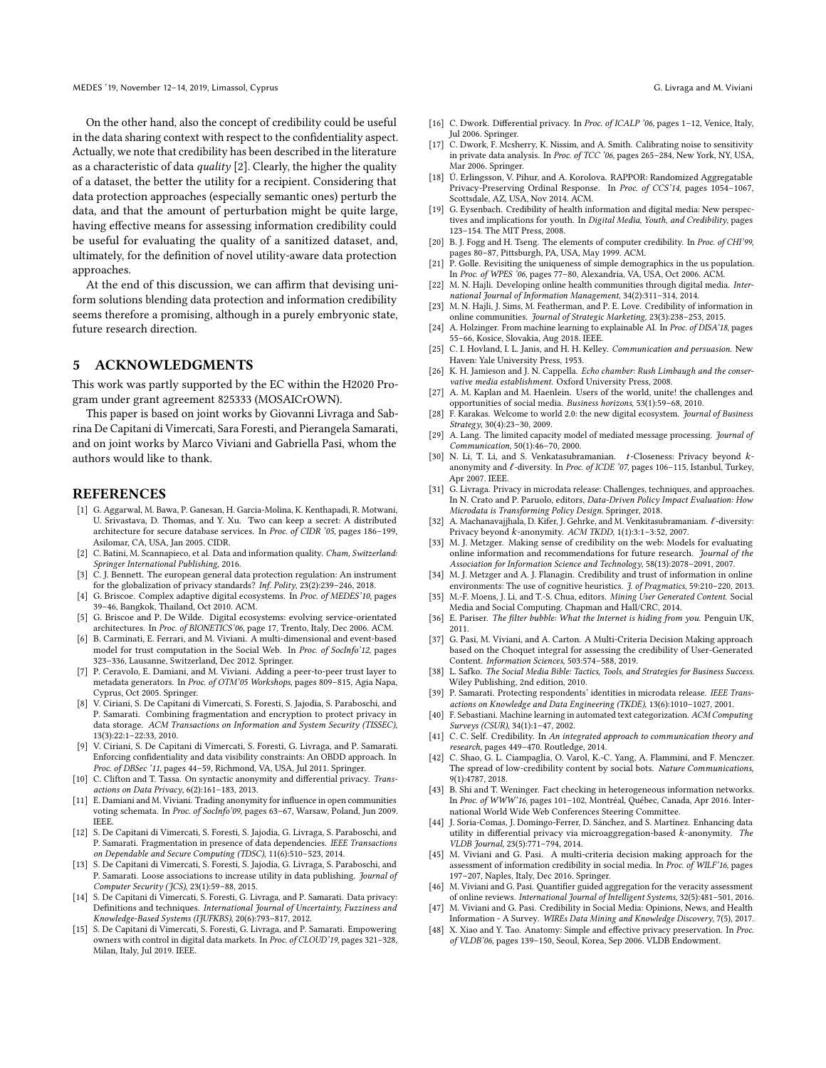On the other hand, also the concept of credibility could be useful in the data sharing context with respect to the confidentiality aspect. Actually, we note that credibility has been described in the literature as a characteristic of data *quality* [2]. Clearly, the higher the quality of a dataset, the better the utility for a recipient. Considering that data protection approaches (especially semantic ones) perturb the data, and that the amount of perturbation might be quite large, having effective means for assessing information credibility could be useful for evaluating the quality of a sanitized dataset, and, ultimately, for the definition of novel utility-aware data protection approaches.

At the end of this discussion, we can affirm that devising uniform solutions blending data protection and information credibility seems therefore a promising, although in a purely embryonic state, future research direction.

## 5 ACKNOWLEDGMENTS

This work was partly supported by the EC within the H2020 Program under grant agreement 825333 (MOSAICrOWN).

This paper is based on joint works by Giovanni Livraga and Sabrina De Capitani di Vimercati, Sara Foresti, and Pierangela Samarati, and on joint works by Marco Viviani and Gabriella Pasi, whom the authors would like to thank.

## REFERENCES

- [1] G. Aggarwal, M. Bawa, P. Ganesan, H. Garcia-Molina, K. Kenthapadi, R. Motwani, U. Srivastava, D. Thomas, and Y. Xu. Two can keep a secret: A distributed architecture for secure database services. In *Proc. of CIDR '05*, pages 186–199, Asilomar, CA, USA, Jan 2005. CIDR.
- [2] C. Batini, M. Scannapieco, et al. Data and information quality. *Cham, Switzerland: Springer International Publishing*, 2016.
- [3] C. J. Bennett. The european general data protection regulation: An instrument for the globalization of privacy standards? *Inf. Polity*, 23(2):239–246, 2018.
- [4] G. Briscoe. Complex adaptive digital ecosystems. In *Proc. of MEDES'10*, pages 39–46, Bangkok, Thailand, Oct 2010. ACM.
- [5] G. Briscoe and P. De Wilde. Digital ecosystems: evolving service-orientated architectures. In *Proc. of BIONETICS'06*, page 17, Trento, Italy, Dec 2006. ACM.
- [6] B. Carminati, E. Ferrari, and M. Viviani. A multi-dimensional and event-based model for trust computation in the Social Web. In *Proc. of SocInfo'12*, pages 323–336, Lausanne, Switzerland, Dec 2012. Springer.
- [7] P. Ceravolo, E. Damiani, and M. Viviani. Adding a peer-to-peer trust layer to metadata generators. In *Proc. of OTM'05 Workshops*, pages 809–815, Agia Napa, Cyprus, Oct 2005. Springer.
- [8] V. Ciriani, S. De Capitani di Vimercati, S. Foresti, S. Jajodia, S. Paraboschi, and P. Samarati. Combining fragmentation and encryption to protect privacy in data storage. *ACM Transactions on Information and System Security (TISSEC)*, 13(3):22:1–22:33, 2010.
- [9] V. Ciriani, S. De Capitani di Vimercati, S. Foresti, G. Livraga, and P. Samarati. Enforcing confidentiality and data visibility constraints: An OBDD approach. In *Proc. of DBSec '11*, pages 44–59, Richmond, VA, USA, Jul 2011. Springer.
- [10] C. Clifton and T. Tassa. On syntactic anonymity and differential privacy. *Transactions on Data Privacy*, 6(2):161–183, 2013.
- [11] E. Damiani and M. Viviani. Trading anonymity for influence in open communities voting schemata. In *Proc. of SocInfo'09*, pages 63–67, Warsaw, Poland, Jun 2009. IEEE.
- [12] S. De Capitani di Vimercati, S. Foresti, S. Jajodia, G. Livraga, S. Paraboschi, and P. Samarati. Fragmentation in presence of data dependencies. *IEEE Transactions on Dependable and Secure Computing (TDSC)*, 11(6):510–523, 2014.
- [13] S. De Capitani di Vimercati, S. Foresti, S. Jajodia, G. Livraga, S. Paraboschi, and P. Samarati. Loose associations to increase utility in data publishing. *Journal of Computer Security (JCS)*, 23(1):59–88, 2015.
- [14] S. De Capitani di Vimercati, S. Foresti, G. Livraga, and P. Samarati. Data privacy: Definitions and techniques. *International Journal of Uncertainty, Fuzziness and Knowledge-Based Systems (IJUFKBS)*, 20(6):793–817, 2012.
- [15] S. De Capitani di Vimercati, S. Foresti, G. Livraga, and P. Samarati. Empowering owners with control in digital data markets. In *Proc. of CLOUD'19*, pages 321–328, Milan, Italy, Jul 2019. IEEE.
- [16] C. Dwork. Differential privacy. In *Proc. of ICALP '06*, pages 1–12, Venice, Italy, Jul 2006. Springer.
- [17] C. Dwork, F. Mcsherry, K. Nissim, and A. Smith. Calibrating noise to sensitivity in private data analysis. In *Proc. of TCC '06*, pages 265–284, New York, NY, USA, Mar 2006. Springer.
- [18] Ú. Erlingsson, V. Pihur, and A. Korolova. RAPPOR: Randomized Aggregatable Privacy-Preserving Ordinal Response. In *Proc. of CCS'14*, pages 1054–1067, Scottsdale, AZ, USA, Nov 2014. ACM.
- [19] G. Eysenbach. Credibility of health information and digital media: New perspectives and implications for youth. In *Digital Media, Youth, and Credibility*, pages 123–154. The MIT Press, 2008.
- [20] B. J. Fogg and H. Tseng. The elements of computer credibility. In *Proc. of CHI'99*, pages 80–87, Pittsburgh, PA, USA, May 1999. ACM.
- [21] P. Golle. Revisiting the uniqueness of simple demographics in the us population. In *Proc. of WPES '06*, pages 77–80, Alexandria, VA, USA, Oct 2006. ACM.
- [22] M. N. Hajli. Developing online health communities through digital media. *International Journal of Information Management*, 34(2):311–314, 2014.
- [23] M. N. Hajli, J. Sims, M. Featherman, and P. E. Love. Credibility of information in online communities. *Journal of Strategic Marketing*, 23(3):238–253, 2015.
- [24] A. Holzinger. From machine learning to explainable AI. In *Proc. of DISA'18*, pages 55–66, Kosice, Slovakia, Aug 2018. IEEE.
- [25] C. I. Hovland, I. L. Janis, and H. H. Kelley. *Communication and persuasion*. New Haven: Yale University Press, 1953.
- [26] K. H. Jamieson and J. N. Cappella. *Echo chamber: Rush Limbaugh and the conservative media establishment*. Oxford University Press, 2008.
- [27] A. M. Kaplan and M. Haenlein. Users of the world, unite! the challenges and opportunities of social media. *Business horizons*, 53(1):59–68, 2010.
- [28] F. Karakas. Welcome to world 2.0: the new digital ecosystem. *Journal of Business Strategy*, 30(4):23–30, 2009.
- [29] A. Lang. The limited capacity model of mediated message processing. *Journal of Communication*, 50(1):46–70, 2000.
- [30] N. Li, T. Li, and S. Venkatasubramanian. $t$-Closeness: Privacy beyond $k$-anonymity and $\ell$-diversity. In *Proc. of ICDE '07*, pages 106–115, Istanbul, Turkey, Apr 2007. IEEE.
- [31] G. Livraga. Privacy in microdata release: Challenges, techniques, and approaches. In N. Crato and P. Paruolo, editors, *Data-Driven Policy Impact Evaluation: How Microdata is Transforming Policy Design*. Springer, 2018.
- [32] A. Machanavajjhala, D. Kifer, J. Gehrke, and M. Venkitasubramaniam. $\ell$-diversity: Privacy beyond $k$-anonymity. *ACM TKDD*, 1(1):3:1–3:52, 2007.
- [33] M. J. Metzger. Making sense of credibility on the web: Models for evaluating online information and recommendations for future research. *Journal of the Association for Information Science and Technology*, 58(13):2078–2091, 2007.
- [34] M. J. Metzger and A. J. Flanagin. Credibility and trust of information in online environments: The use of cognitive heuristics. *J. of Pragmatics*, 59:210–220, 2013.
- [35] M.-F. Moens, J. Li, and T.-S. Chua, editors. *Mining User Generated Content*. Social Media and Social Computing. Chapman and Hall/CRC, 2014.
- [36] E. Pariser. *The filter bubble: What the Internet is hiding from you*. Penguin UK, 2011.
- [37] G. Pasi, M. Viviani, and A. Carton. A Multi-Criteria Decision Making approach based on the Choquet integral for assessing the credibility of User-Generated Content. *Information Sciences*, 503:574–588, 2019.
- [38] L. Safko. *The Social Media Bible: Tactics, Tools, and Strategies for Business Success*. Wiley Publishing, 2nd edition, 2010.
- [39] P. Samarati. Protecting respondents' identities in microdata release. *IEEE Transactions on Knowledge and Data Engineering (TKDE)*, 13(6):1010–1027, 2001.
- [40] F. Sebastiani. Machine learning in automated text categorization. *ACM Computing Surveys (CSUR)*, 34(1):1–47, 2002.
- [41] C. C. Self. Credibility. In *An integrated approach to communication theory and research*, pages 449–470. Routledge, 2014.
- [42] C. Shao, G. L. Ciampaglia, O. Varol, K.-C. Yang, A. Flammini, and F. Menczer. The spread of low-credibility content by social bots. *Nature Communications*, 9(1):4787, 2018.
- [43] B. Shi and T. Weninger. Fact checking in heterogeneous information networks. In *Proc. of WWW'16*, pages 101–102, Montréal, Québec, Canada, Apr 2016. International World Wide Web Conferences Steering Committee.
- [44] J. Soria-Comas, J. Domingo-Ferrer, D. Sánchez, and S. Martínez. Enhancing data utility in differential privacy via microaggregation-based $k$-anonymity. *The VLDB Journal*, 23(5):771–794, 2014.
- [45] M. Viviani and G. Pasi. A multi-criteria decision making approach for the assessment of information credibility in social media. In *Proc. of WILF'16*, pages 197–207, Naples, Italy, Dec 2016. Springer.
- [46] M. Viviani and G. Pasi. Quantifier guided aggregation for the veracity assessment of online reviews. *International Journal of Intelligent Systems*, 32(5):481–501, 2016.
- [47] M. Viviani and G. Pasi. Credibility in Social Media: Opinions, News, and Health Information - A Survey. *WIREs Data Mining and Knowledge Discovery*, 7(5), 2017.
- [48] X. Xiao and Y. Tao. Anatomy: Simple and effective privacy preservation. In *Proc. of VLDB'06*, pages 139–150, Seoul, Korea, Sep 2006. VLDB Endowment.